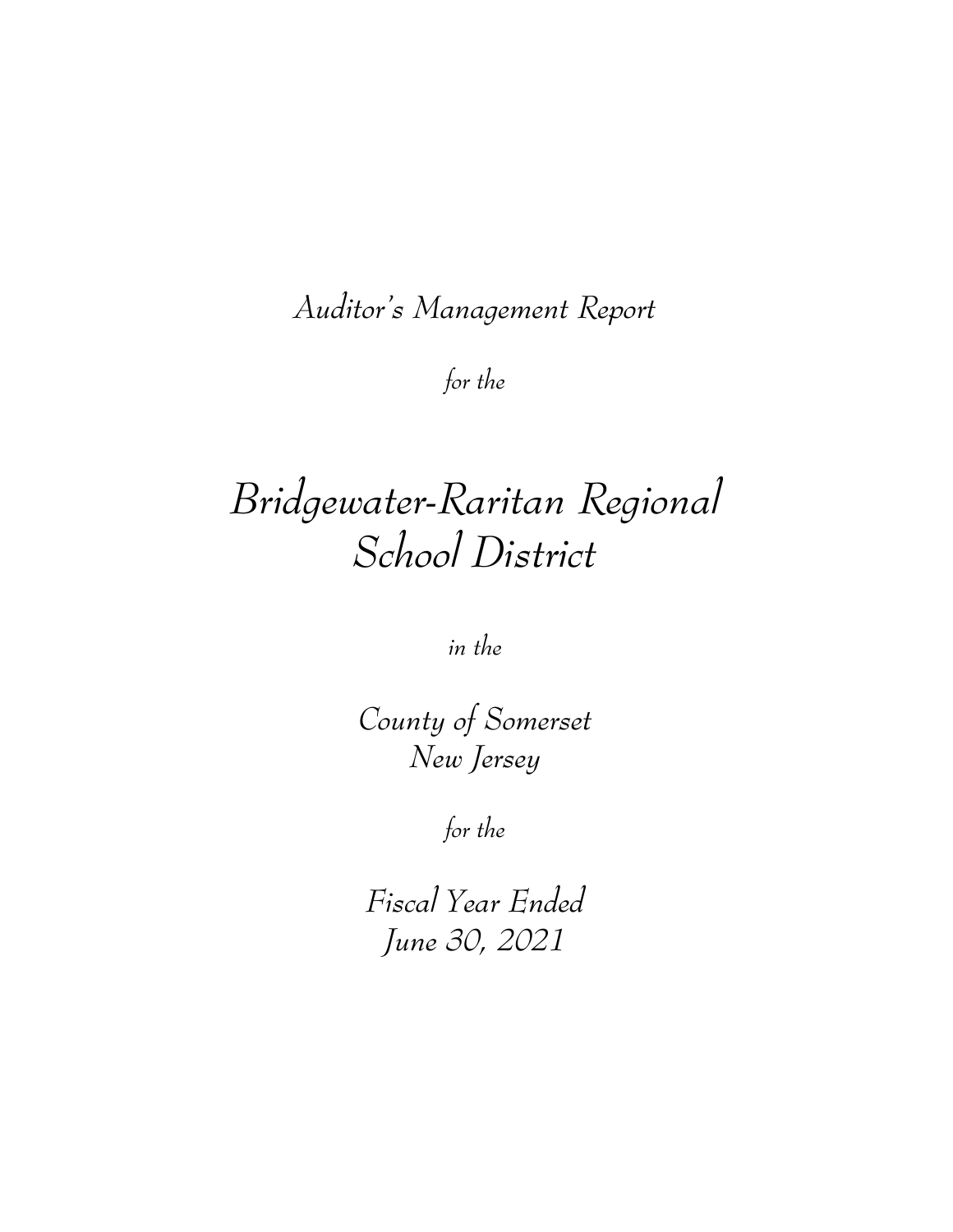*Auditor's Management Report*

*for the*

# *Bridgewater-Raritan Regional School District*

*in the*

*County of Somerset*
*New Jersey*

*for the*

*Fiscal Year Ended*
*June 30, 2021*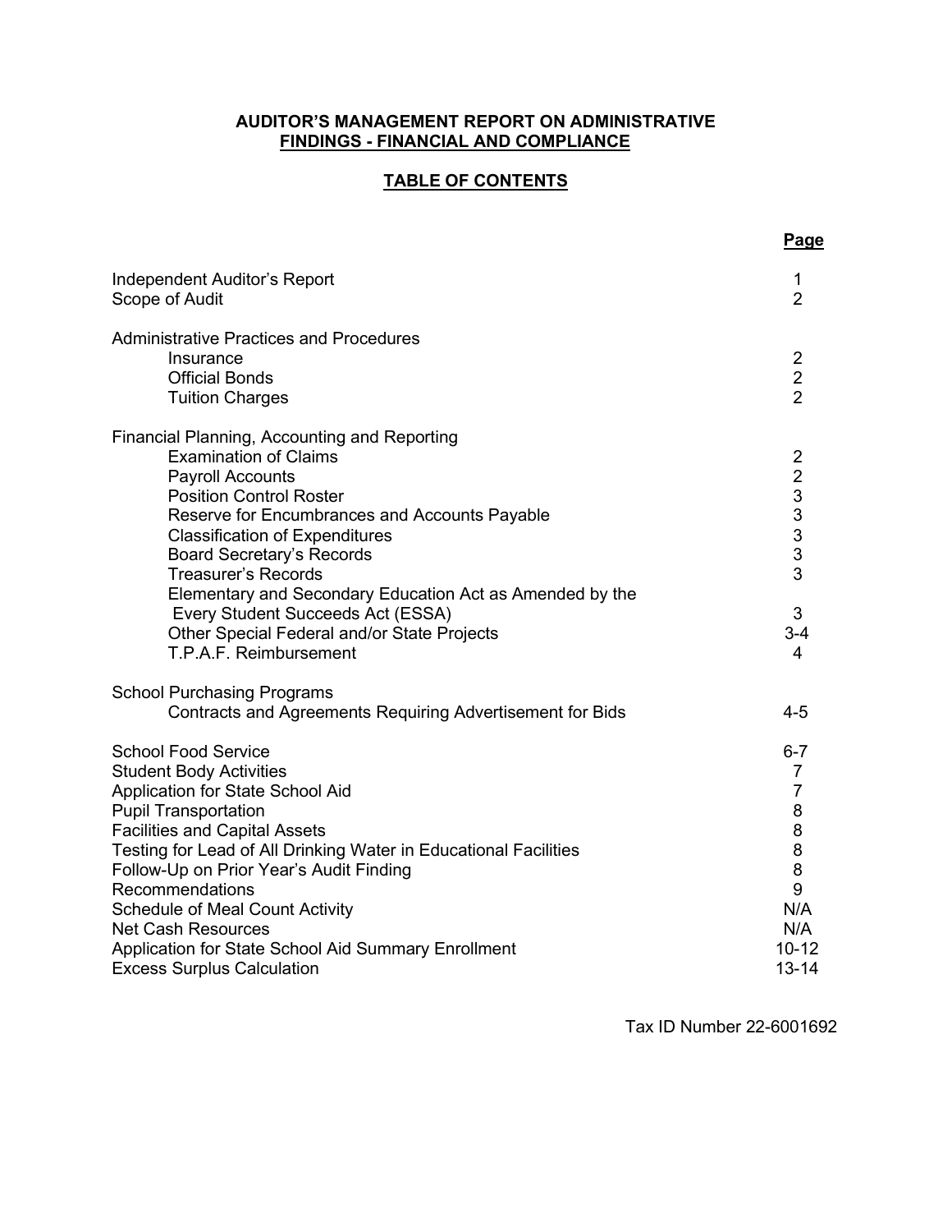# AUDITOR'S MANAGEMENT REPORT ON ADMINISTRATIVE FINDINGS - FINANCIAL AND COMPLIANCE

## TABLE OF CONTENTS

| | Page |
|---|---|
| Independent Auditor's Report | 1 |
| Scope of Audit | 2 |
| **Administrative Practices and Procedures** | |
| Insurance | 2 |
| Official Bonds | 2 |
| Tuition Charges | 2 |
| **Financial Planning, Accounting and Reporting** | |
| Examination of Claims | 2 |
| Payroll Accounts | 2 |
| Position Control Roster | 3 |
| Reserve for Encumbrances and Accounts Payable | 3 |
| Classification of Expenditures | 3 |
| Board Secretary's Records | 3 |
| Treasurer's Records | 3 |
| Elementary and Secondary Education Act as Amended by the Every Student Succeeds Act (ESSA) | 3 |
| Other Special Federal and/or State Projects | 3-4 |
| T.P.A.F. Reimbursement | 4 |
| **School Purchasing Programs** | |
| Contracts and Agreements Requiring Advertisement for Bids | 4-5 |
| School Food Service | 6-7 |
| Student Body Activities | 7 |
| Application for State School Aid | 7 |
| Pupil Transportation | 8 |
| Facilities and Capital Assets | 8 |
| Testing for Lead of All Drinking Water in Educational Facilities | 8 |
| Follow-Up on Prior Year's Audit Finding | 8 |
| Recommendations | 9 |
| Schedule of Meal Count Activity | N/A |
| Net Cash Resources | N/A |
| Application for State School Aid Summary Enrollment | 10-12 |
| Excess Surplus Calculation | 13-14 |

Tax ID Number 22-6001692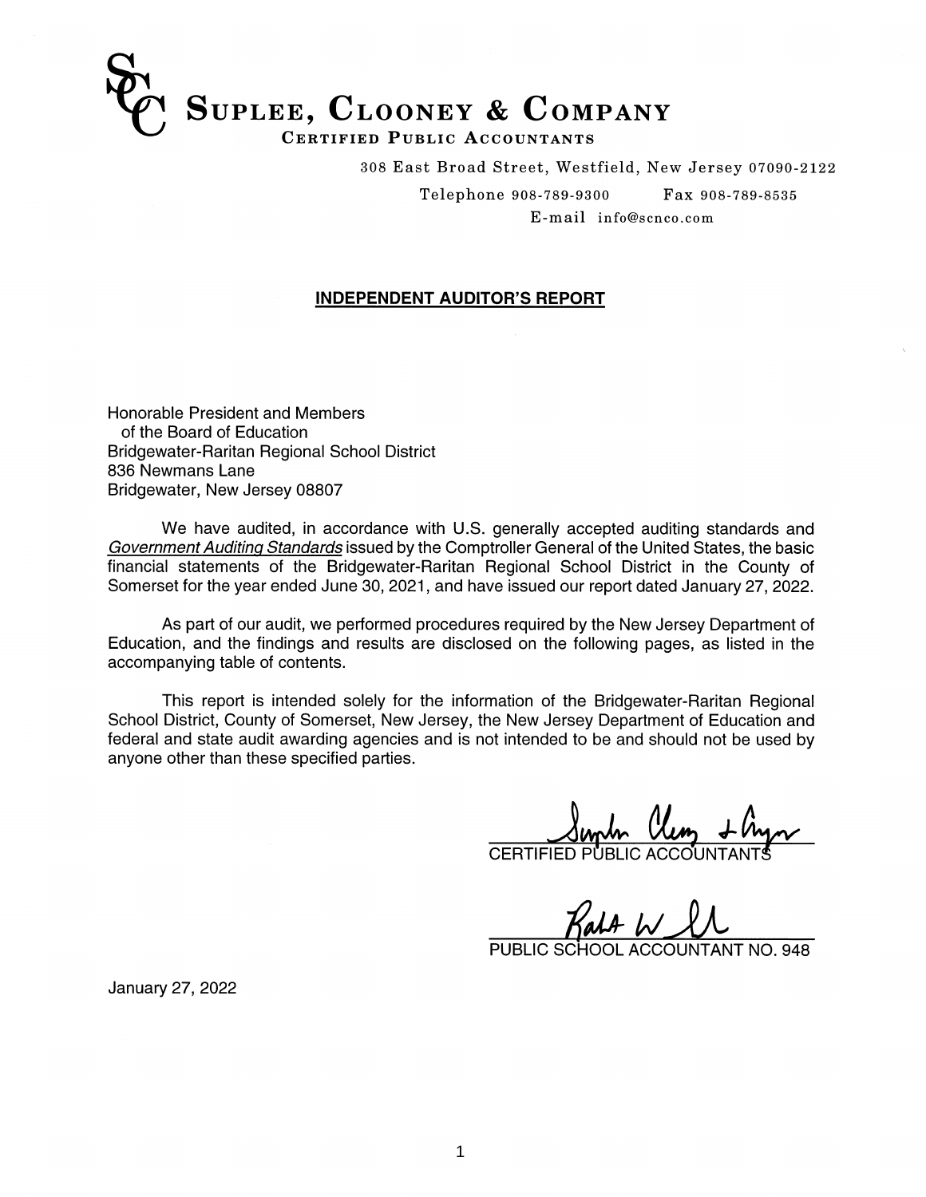# SUPLEE, CLOONEY & COMPANY

CERTIFIED PUBLIC ACCOUNTANTS

308 East Broad Street, Westfield, New Jersey 07090-2122

Telephone 908-789-9300 Fax 908-789-8535

E-mail info@scnco.com

## INDEPENDENT AUDITOR'S REPORT

Honorable President and Members
of the Board of Education
Bridgewater-Raritan Regional School District
836 Newmans Lane
Bridgewater, New Jersey 08807

We have audited, in accordance with U.S. generally accepted auditing standards and *Government Auditing Standards* issued by the Comptroller General of the United States, the basic financial statements of the Bridgewater-Raritan Regional School District in the County of Somerset for the year ended June 30, 2021, and have issued our report dated January 27, 2022.

As part of our audit, we performed procedures required by the New Jersey Department of Education, and the findings and results are disclosed on the following pages, as listed in the accompanying table of contents.

This report is intended solely for the information of the Bridgewater-Raritan Regional School District, County of Somerset, New Jersey, the New Jersey Department of Education and federal and state audit awarding agencies and is not intended to be and should not be used by anyone other than these specified parties.

CERTIFIED PUBLIC ACCOUNTANTS

PUBLIC SCHOOL ACCOUNTANT NO. 948

January 27, 2022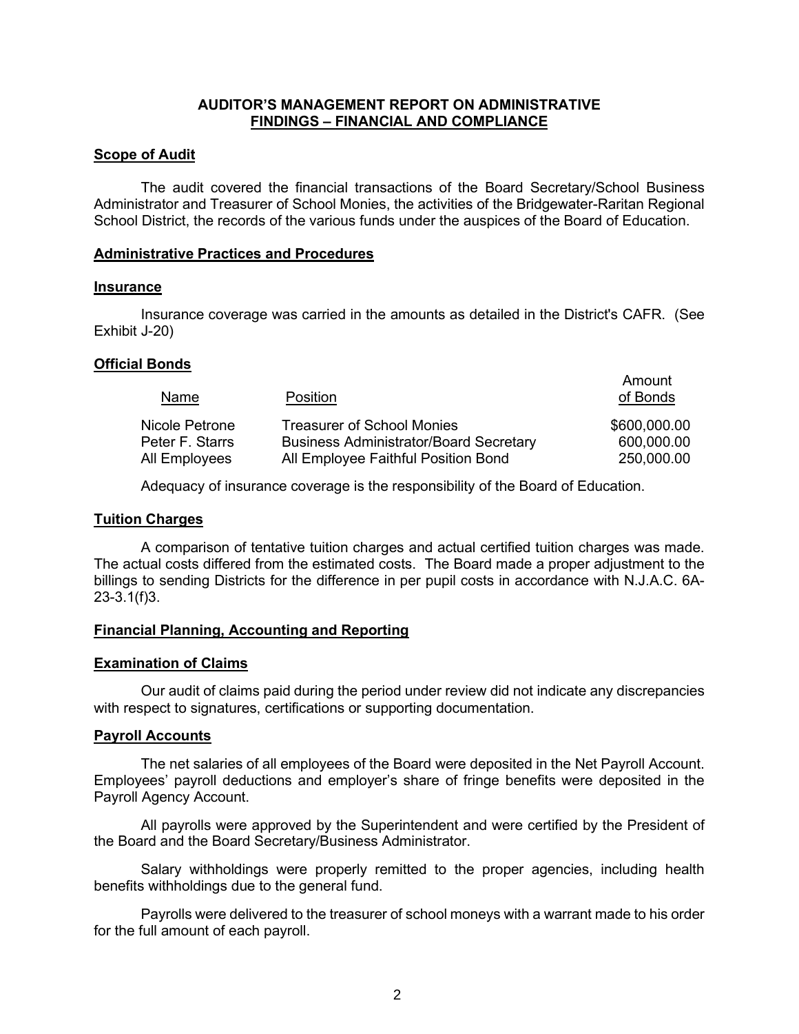# AUDITOR'S MANAGEMENT REPORT ON ADMINISTRATIVE FINDINGS – FINANCIAL AND COMPLIANCE

## Scope of Audit

The audit covered the financial transactions of the Board Secretary/School Business Administrator and Treasurer of School Monies, the activities of the Bridgewater-Raritan Regional School District, the records of the various funds under the auspices of the Board of Education.

## Administrative Practices and Procedures

### Insurance

Insurance coverage was carried in the amounts as detailed in the District's CAFR. (See Exhibit J-20)

### Official Bonds

| Name | Position | Amount of Bonds |
|---|---|---|
| Nicole Petrone | Treasurer of School Monies | $600,000.00 |
| Peter F. Starrs | Business Administrator/Board Secretary | 600,000.00 |
| All Employees | All Employee Faithful Position Bond | 250,000.00 |

Adequacy of insurance coverage is the responsibility of the Board of Education.

### Tuition Charges

A comparison of tentative tuition charges and actual certified tuition charges was made. The actual costs differed from the estimated costs. The Board made a proper adjustment to the billings to sending Districts for the difference in per pupil costs in accordance with N.J.A.C. 6A-23-3.1(f)3.

## Financial Planning, Accounting and Reporting

### Examination of Claims

Our audit of claims paid during the period under review did not indicate any discrepancies with respect to signatures, certifications or supporting documentation.

### Payroll Accounts

The net salaries of all employees of the Board were deposited in the Net Payroll Account. Employees' payroll deductions and employer's share of fringe benefits were deposited in the Payroll Agency Account.

All payrolls were approved by the Superintendent and were certified by the President of the Board and the Board Secretary/Business Administrator.

Salary withholdings were properly remitted to the proper agencies, including health benefits withholdings due to the general fund.

Payrolls were delivered to the treasurer of school moneys with a warrant made to his order for the full amount of each payroll.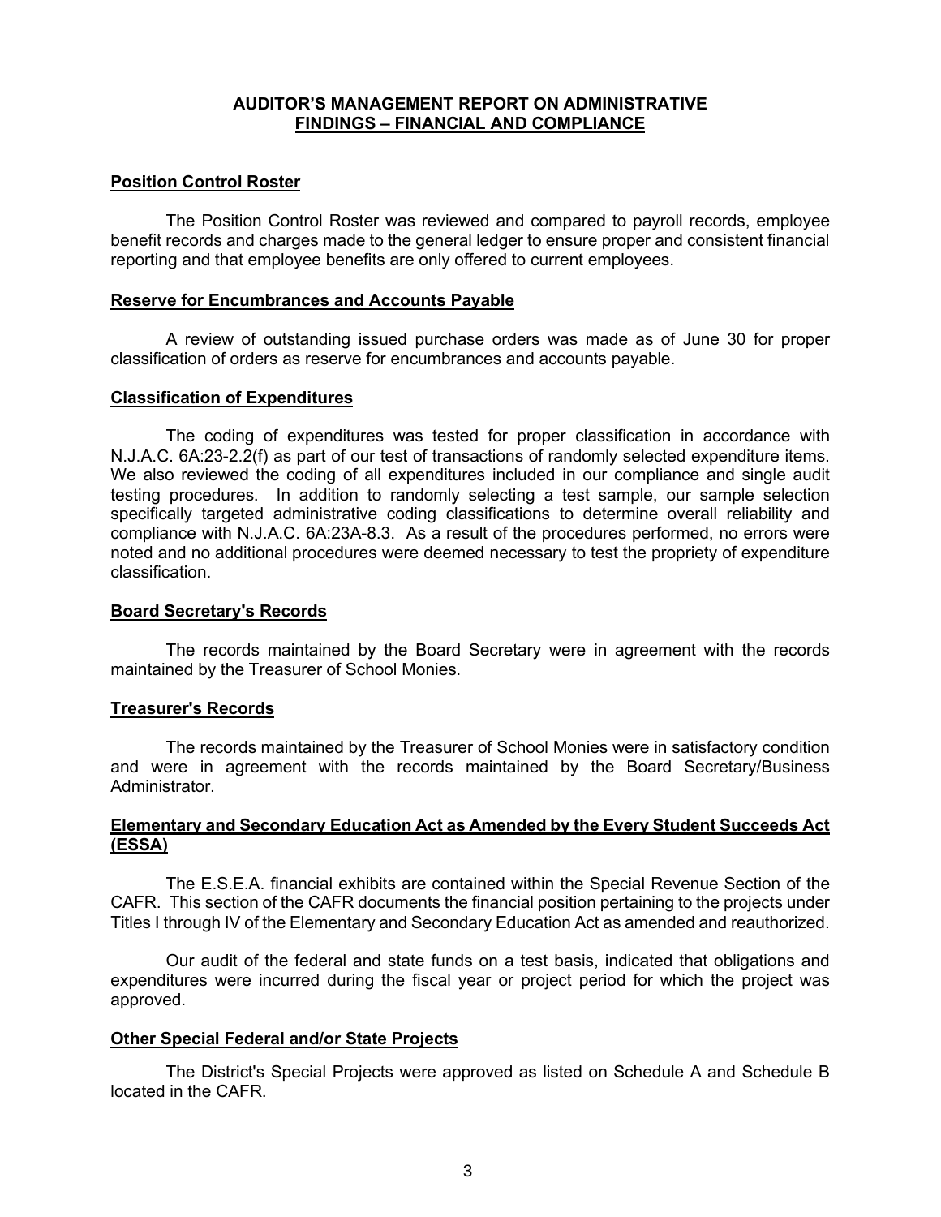## AUDITOR'S MANAGEMENT REPORT ON ADMINISTRATIVE FINDINGS – FINANCIAL AND COMPLIANCE

### Position Control Roster

The Position Control Roster was reviewed and compared to payroll records, employee benefit records and charges made to the general ledger to ensure proper and consistent financial reporting and that employee benefits are only offered to current employees.

### Reserve for Encumbrances and Accounts Payable

A review of outstanding issued purchase orders was made as of June 30 for proper classification of orders as reserve for encumbrances and accounts payable.

### Classification of Expenditures

The coding of expenditures was tested for proper classification in accordance with N.J.A.C. 6A:23-2.2(f) as part of our test of transactions of randomly selected expenditure items. We also reviewed the coding of all expenditures included in our compliance and single audit testing procedures. In addition to randomly selecting a test sample, our sample selection specifically targeted administrative coding classifications to determine overall reliability and compliance with N.J.A.C. 6A:23A-8.3. As a result of the procedures performed, no errors were noted and no additional procedures were deemed necessary to test the propriety of expenditure classification.

### Board Secretary's Records

The records maintained by the Board Secretary were in agreement with the records maintained by the Treasurer of School Monies.

### Treasurer's Records

The records maintained by the Treasurer of School Monies were in satisfactory condition and were in agreement with the records maintained by the Board Secretary/Business Administrator.

### Elementary and Secondary Education Act as Amended by the Every Student Succeeds Act (ESSA)

The E.S.E.A. financial exhibits are contained within the Special Revenue Section of the CAFR. This section of the CAFR documents the financial position pertaining to the projects under Titles I through IV of the Elementary and Secondary Education Act as amended and reauthorized.

Our audit of the federal and state funds on a test basis, indicated that obligations and expenditures were incurred during the fiscal year or project period for which the project was approved.

### Other Special Federal and/or State Projects

The District's Special Projects were approved as listed on Schedule A and Schedule B located in the CAFR.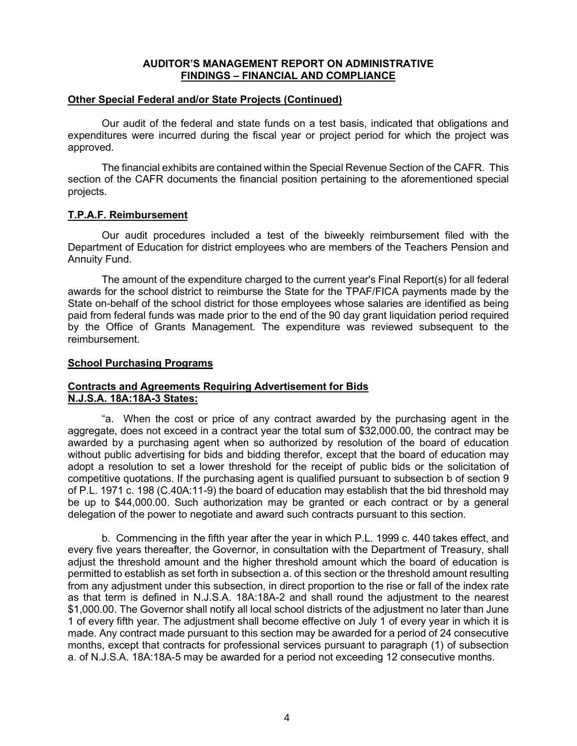## AUDITOR'S MANAGEMENT REPORT ON ADMINISTRATIVE FINDINGS – FINANCIAL AND COMPLIANCE

**Other Special Federal and/or State Projects (Continued)**

Our audit of the federal and state funds on a test basis, indicated that obligations and expenditures were incurred during the fiscal year or project period for which the project was approved.

The financial exhibits are contained within the Special Revenue Section of the CAFR. This section of the CAFR documents the financial position pertaining to the aforementioned special projects.

**T.P.A.F. Reimbursement**

Our audit procedures included a test of the biweekly reimbursement filed with the Department of Education for district employees who are members of the Teachers Pension and Annuity Fund.

The amount of the expenditure charged to the current year's Final Report(s) for all federal awards for the school district to reimburse the State for the TPAF/FICA payments made by the State on-behalf of the school district for those employees whose salaries are identified as being paid from federal funds was made prior to the end of the 90 day grant liquidation period required by the Office of Grants Management. The expenditure was reviewed subsequent to the reimbursement.

**School Purchasing Programs**

**Contracts and Agreements Requiring Advertisement for Bids**
**N.J.S.A. 18A:18A-3 States:**

"a. When the cost or price of any contract awarded by the purchasing agent in the aggregate, does not exceed in a contract year the total sum of $32,000.00, the contract may be awarded by a purchasing agent when so authorized by resolution of the board of education without public advertising for bids and bidding therefor, except that the board of education may adopt a resolution to set a lower threshold for the receipt of public bids or the solicitation of competitive quotations. If the purchasing agent is qualified pursuant to subsection b of section 9 of P.L. 1971 c. 198 (C.40A:11-9) the board of education may establish that the bid threshold may be up to $44,000.00. Such authorization may be granted or each contract or by a general delegation of the power to negotiate and award such contracts pursuant to this section.

b. Commencing in the fifth year after the year in which P.L. 1999 c. 440 takes effect, and every five years thereafter, the Governor, in consultation with the Department of Treasury, shall adjust the threshold amount and the higher threshold amount which the board of education is permitted to establish as set forth in subsection a. of this section or the threshold amount resulting from any adjustment under this subsection, in direct proportion to the rise or fall of the index rate as that term is defined in N.J.S.A. 18A:18A-2 and shall round the adjustment to the nearest $1,000.00. The Governor shall notify all local school districts of the adjustment no later than June 1 of every fifth year. The adjustment shall become effective on July 1 of every year in which it is made. Any contract made pursuant to this section may be awarded for a period of 24 consecutive months, except that contracts for professional services pursuant to paragraph (1) of subsection a. of N.J.S.A. 18A:18A-5 may be awarded for a period not exceeding 12 consecutive months.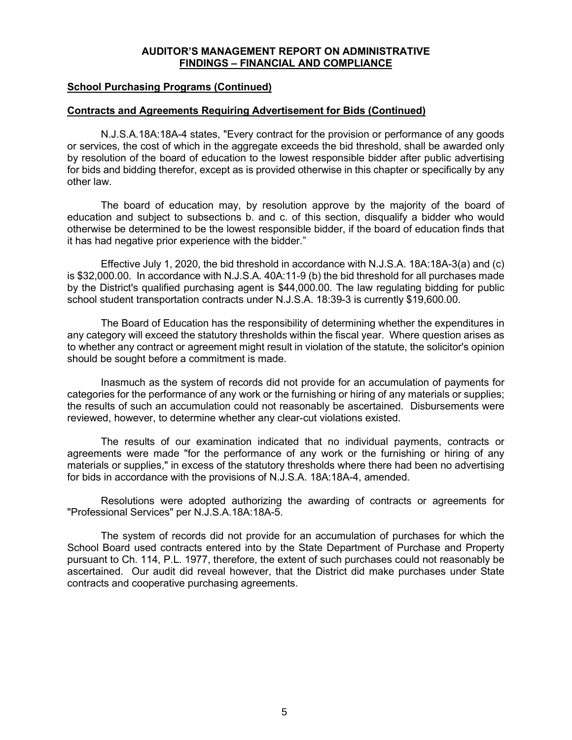## AUDITOR'S MANAGEMENT REPORT ON ADMINISTRATIVE FINDINGS – FINANCIAL AND COMPLIANCE

### School Purchasing Programs (Continued)

### Contracts and Agreements Requiring Advertisement for Bids (Continued)

N.J.S.A.18A:18A-4 states, "Every contract for the provision or performance of any goods or services, the cost of which in the aggregate exceeds the bid threshold, shall be awarded only by resolution of the board of education to the lowest responsible bidder after public advertising for bids and bidding therefor, except as is provided otherwise in this chapter or specifically by any other law.

The board of education may, by resolution approve by the majority of the board of education and subject to subsections b. and c. of this section, disqualify a bidder who would otherwise be determined to be the lowest responsible bidder, if the board of education finds that it has had negative prior experience with the bidder."

Effective July 1, 2020, the bid threshold in accordance with N.J.S.A. 18A:18A-3(a) and (c) is $32,000.00. In accordance with N.J.S.A. 40A:11-9 (b) the bid threshold for all purchases made by the District's qualified purchasing agent is $44,000.00. The law regulating bidding for public school student transportation contracts under N.J.S.A. 18:39-3 is currently $19,600.00.

The Board of Education has the responsibility of determining whether the expenditures in any category will exceed the statutory thresholds within the fiscal year. Where question arises as to whether any contract or agreement might result in violation of the statute, the solicitor's opinion should be sought before a commitment is made.

Inasmuch as the system of records did not provide for an accumulation of payments for categories for the performance of any work or the furnishing or hiring of any materials or supplies; the results of such an accumulation could not reasonably be ascertained. Disbursements were reviewed, however, to determine whether any clear-cut violations existed.

The results of our examination indicated that no individual payments, contracts or agreements were made "for the performance of any work or the furnishing or hiring of any materials or supplies," in excess of the statutory thresholds where there had been no advertising for bids in accordance with the provisions of N.J.S.A. 18A:18A-4, amended.

Resolutions were adopted authorizing the awarding of contracts or agreements for "Professional Services" per N.J.S.A.18A:18A-5.

The system of records did not provide for an accumulation of purchases for which the School Board used contracts entered into by the State Department of Purchase and Property pursuant to Ch. 114, P.L. 1977, therefore, the extent of such purchases could not reasonably be ascertained. Our audit did reveal however, that the District did make purchases under State contracts and cooperative purchasing agreements.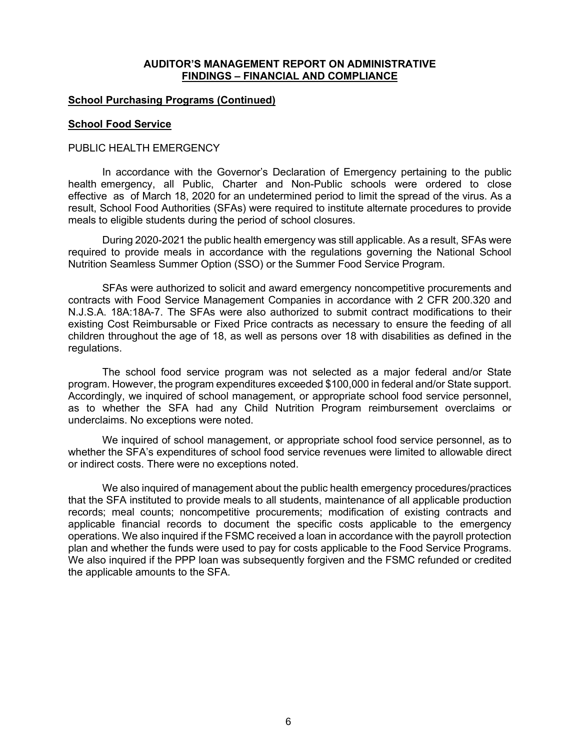**AUDITOR'S MANAGEMENT REPORT ON ADMINISTRATIVE FINDINGS – FINANCIAL AND COMPLIANCE**

**School Purchasing Programs (Continued)**

**School Food Service**

PUBLIC HEALTH EMERGENCY

In accordance with the Governor's Declaration of Emergency pertaining to the public health emergency, all Public, Charter and Non-Public schools were ordered to close effective as of March 18, 2020 for an undetermined period to limit the spread of the virus. As a result, School Food Authorities (SFAs) were required to institute alternate procedures to provide meals to eligible students during the period of school closures.

During 2020-2021 the public health emergency was still applicable. As a result, SFAs were required to provide meals in accordance with the regulations governing the National School Nutrition Seamless Summer Option (SSO) or the Summer Food Service Program.

SFAs were authorized to solicit and award emergency noncompetitive procurements and contracts with Food Service Management Companies in accordance with 2 CFR 200.320 and N.J.S.A. 18A:18A-7. The SFAs were also authorized to submit contract modifications to their existing Cost Reimbursable or Fixed Price contracts as necessary to ensure the feeding of all children throughout the age of 18, as well as persons over 18 with disabilities as defined in the regulations.

The school food service program was not selected as a major federal and/or State program. However, the program expenditures exceeded $100,000 in federal and/or State support. Accordingly, we inquired of school management, or appropriate school food service personnel, as to whether the SFA had any Child Nutrition Program reimbursement overclaims or underclaims. No exceptions were noted.

We inquired of school management, or appropriate school food service personnel, as to whether the SFA's expenditures of school food service revenues were limited to allowable direct or indirect costs. There were no exceptions noted.

We also inquired of management about the public health emergency procedures/practices that the SFA instituted to provide meals to all students, maintenance of all applicable production records; meal counts; noncompetitive procurements; modification of existing contracts and applicable financial records to document the specific costs applicable to the emergency operations. We also inquired if the FSMC received a loan in accordance with the payroll protection plan and whether the funds were used to pay for costs applicable to the Food Service Programs. We also inquired if the PPP loan was subsequently forgiven and the FSMC refunded or credited the applicable amounts to the SFA.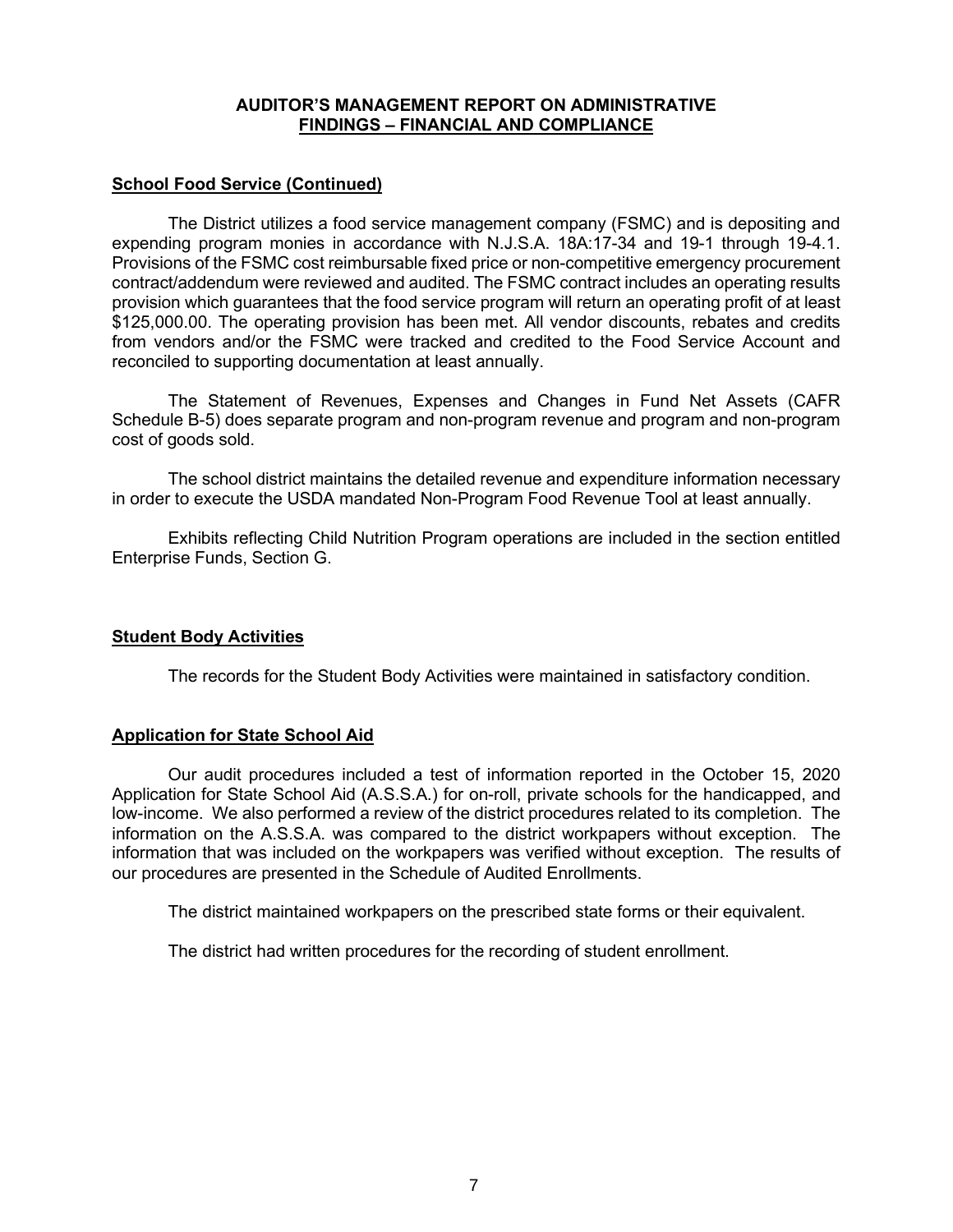## AUDITOR'S MANAGEMENT REPORT ON ADMINISTRATIVE FINDINGS – FINANCIAL AND COMPLIANCE

### School Food Service (Continued)

The District utilizes a food service management company (FSMC) and is depositing and expending program monies in accordance with N.J.S.A. 18A:17-34 and 19-1 through 19-4.1. Provisions of the FSMC cost reimbursable fixed price or non-competitive emergency procurement contract/addendum were reviewed and audited. The FSMC contract includes an operating results provision which guarantees that the food service program will return an operating profit of at least $125,000.00. The operating provision has been met. All vendor discounts, rebates and credits from vendors and/or the FSMC were tracked and credited to the Food Service Account and reconciled to supporting documentation at least annually.

The Statement of Revenues, Expenses and Changes in Fund Net Assets (CAFR Schedule B-5) does separate program and non-program revenue and program and non-program cost of goods sold.

The school district maintains the detailed revenue and expenditure information necessary in order to execute the USDA mandated Non-Program Food Revenue Tool at least annually.

Exhibits reflecting Child Nutrition Program operations are included in the section entitled Enterprise Funds, Section G.

### Student Body Activities

The records for the Student Body Activities were maintained in satisfactory condition.

### Application for State School Aid

Our audit procedures included a test of information reported in the October 15, 2020 Application for State School Aid (A.S.S.A.) for on-roll, private schools for the handicapped, and low-income. We also performed a review of the district procedures related to its completion. The information on the A.S.S.A. was compared to the district workpapers without exception. The information that was included on the workpapers was verified without exception. The results of our procedures are presented in the Schedule of Audited Enrollments.

The district maintained workpapers on the prescribed state forms or their equivalent.

The district had written procedures for the recording of student enrollment.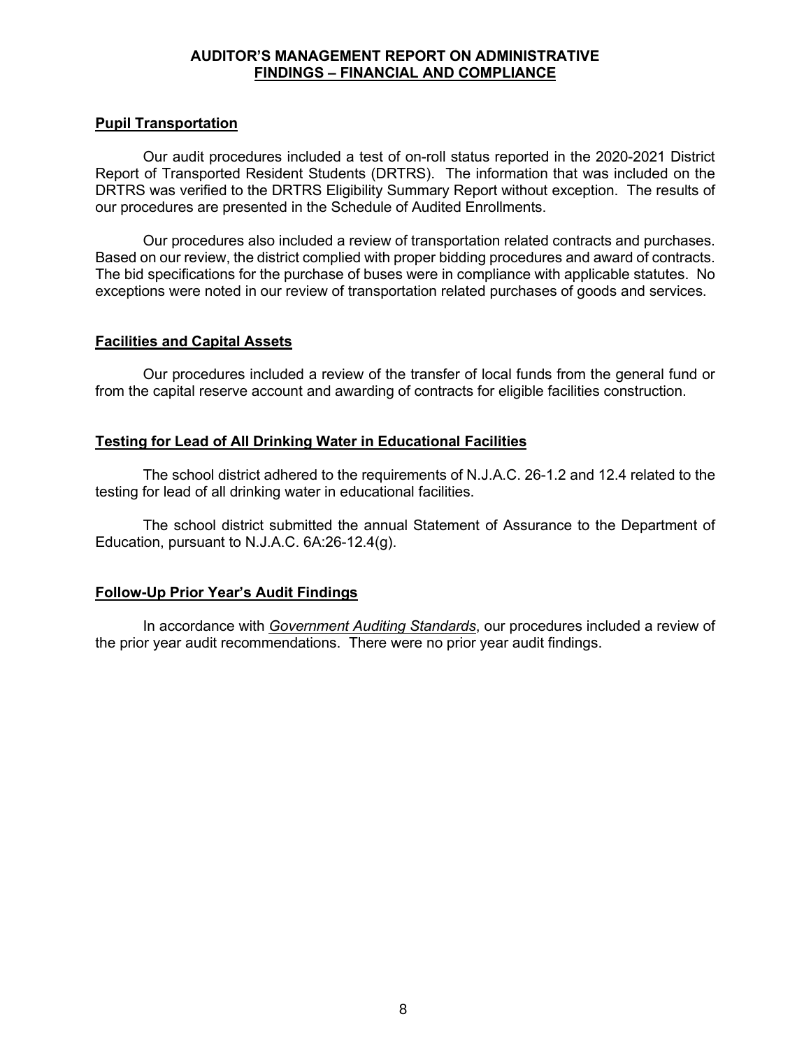**AUDITOR'S MANAGEMENT REPORT ON ADMINISTRATIVE**
**FINDINGS – FINANCIAL AND COMPLIANCE**

## Pupil Transportation

Our audit procedures included a test of on-roll status reported in the 2020-2021 District Report of Transported Resident Students (DRTRS). The information that was included on the DRTRS was verified to the DRTRS Eligibility Summary Report without exception. The results of our procedures are presented in the Schedule of Audited Enrollments.

Our procedures also included a review of transportation related contracts and purchases. Based on our review, the district complied with proper bidding procedures and award of contracts. The bid specifications for the purchase of buses were in compliance with applicable statutes. No exceptions were noted in our review of transportation related purchases of goods and services.

## Facilities and Capital Assets

Our procedures included a review of the transfer of local funds from the general fund or from the capital reserve account and awarding of contracts for eligible facilities construction.

## Testing for Lead of All Drinking Water in Educational Facilities

The school district adhered to the requirements of N.J.A.C. 26-1.2 and 12.4 related to the testing for lead of all drinking water in educational facilities.

The school district submitted the annual Statement of Assurance to the Department of Education, pursuant to N.J.A.C. 6A:26-12.4(g).

## Follow-Up Prior Year's Audit Findings

In accordance with *Government Auditing Standards*, our procedures included a review of the prior year audit recommendations. There were no prior year audit findings.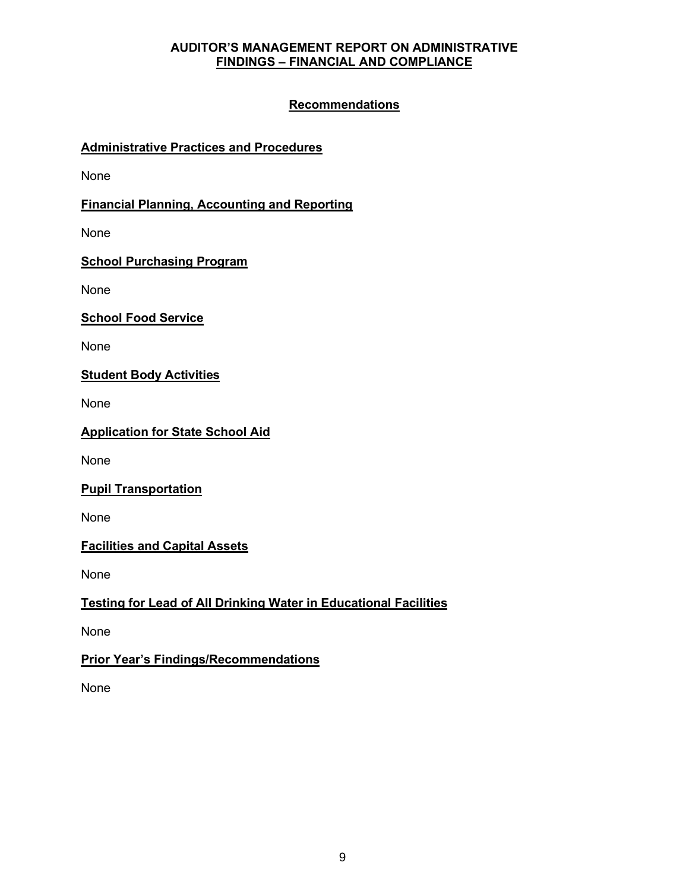# AUDITOR'S MANAGEMENT REPORT ON ADMINISTRATIVE FINDINGS – FINANCIAL AND COMPLIANCE

## Recommendations

### Administrative Practices and Procedures

None

### Financial Planning, Accounting and Reporting

None

### School Purchasing Program

None

### School Food Service

None

### Student Body Activities

None

### Application for State School Aid

None

### Pupil Transportation

None

### Facilities and Capital Assets

None

### Testing for Lead of All Drinking Water in Educational Facilities

None

### Prior Year's Findings/Recommendations

None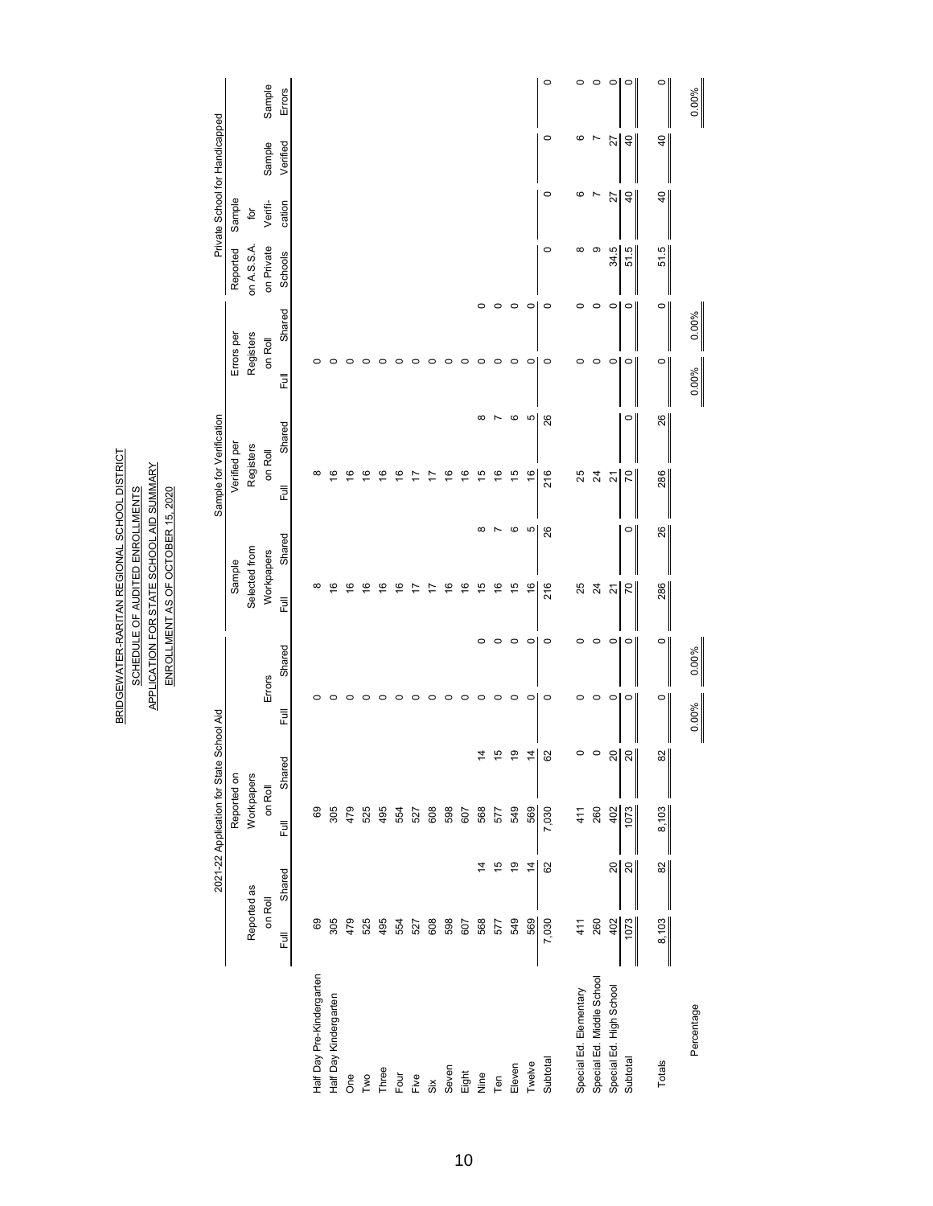# BRIDGEWATER-RARITAN REGIONAL SCHOOL DISTRICT
## SCHEDULE OF AUDITED ENROLLMENTS
## APPLICATION FOR STATE SCHOOL AID SUMMARY
## ENROLLMENT AS OF OCTOBER 15, 2020

| | 2021-22 Application for State School Aid | | | | | | Sample for Verification | | | | | | Private School for Handicapped | | | |
|---|---|---|---|---|---|---|---|---|---|---|---|---|---|---|---|---|
| | Reported as on Roll | | Reported on Workpapers on Roll | | Errors | | Sample Selected from Workpapers | | Verified per Registers on Roll | | Errors per Registers on Roll | | Reported on A.S.S.A. on Private Schools | Sample for Verifi-cation | Sample Verified | Sample Errors |
| | Full | Shared | Full | Shared | Full | Shared | Full | Shared | Full | Shared | Full | Shared | | | | |
| Half Day Pre-Kindergarten | 69 | | 69 | | 0 | | 8 | | 8 | | 0 | | | | | |
| Half Day Kindergarten | 305 | | 305 | | 0 | | 16 | | 16 | | 0 | | | | | |
| One | 479 | | 479 | | 0 | | 16 | | 16 | | 0 | | | | | |
| Two | 525 | | 525 | | 0 | | 16 | | 16 | | 0 | | | | | |
| Three | 495 | | 495 | | 0 | | 16 | | 16 | | 0 | | | | | |
| Four | 554 | | 554 | | 0 | | 16 | | 16 | | 0 | | | | | |
| Five | 527 | | 527 | | 0 | | 17 | | 17 | | 0 | | | | | |
| Six | 608 | | 608 | | 0 | | 17 | | 17 | | 0 | | | | | |
| Seven | 598 | | 598 | | 0 | | 16 | | 16 | | 0 | | | | | |
| Eight | 607 | | 607 | | 0 | | 16 | | 16 | | 0 | | | | | |
| Nine | 568 | 14 | 568 | 14 | 0 | 0 | 15 | 8 | 15 | 8 | 0 | 0 | | | | |
| Ten | 577 | 15 | 577 | 15 | 0 | 0 | 16 | 7 | 16 | 7 | 0 | 0 | | | | |
| Eleven | 549 | 19 | 549 | 19 | 0 | 0 | 15 | 6 | 15 | 6 | 0 | 0 | | | | |
| Twelve | 569 | 14 | 569 | 14 | 0 | 0 | 16 | 5 | 16 | 5 | 0 | 0 | | | | |
| Subtotal | 7,030 | 62 | 7,030 | 62 | 0 | 0 | 216 | 26 | 216 | 26 | 0 | 0 | 0 | 0 | 0 | 0 |
| Special Ed. Elementary | 411 | | 411 | 0 | 0 | 0 | 25 | | 25 | | 0 | 0 | 8 | 6 | 6 | 0 |
| Special Ed. Middle School | 260 | | 260 | 0 | 0 | 0 | 24 | | 24 | | 0 | 0 | 9 | 7 | 7 | 0 |
| Special Ed. High School | 402 | 20 | 402 | 20 | 0 | 0 | 21 | | 21 | | 0 | 0 | 34.5 | 27 | 27 | 0 |
| Subtotal | 1073 | 20 | 1073 | 20 | 0 | 0 | 70 | 0 | 70 | 0 | 0 | 0 | 51.5 | 40 | 40 | 0 |
| Totals | 8,103 | 82 | 8,103 | 82 | 0 | 0 | 286 | 26 | 286 | 26 | 0 | 0 | 51.5 | 40 | 40 | 0 |
| Percentage | | | | | 0.00% | 0.00% | | | | | 0.00% | 0.00% | | | | 0.00% |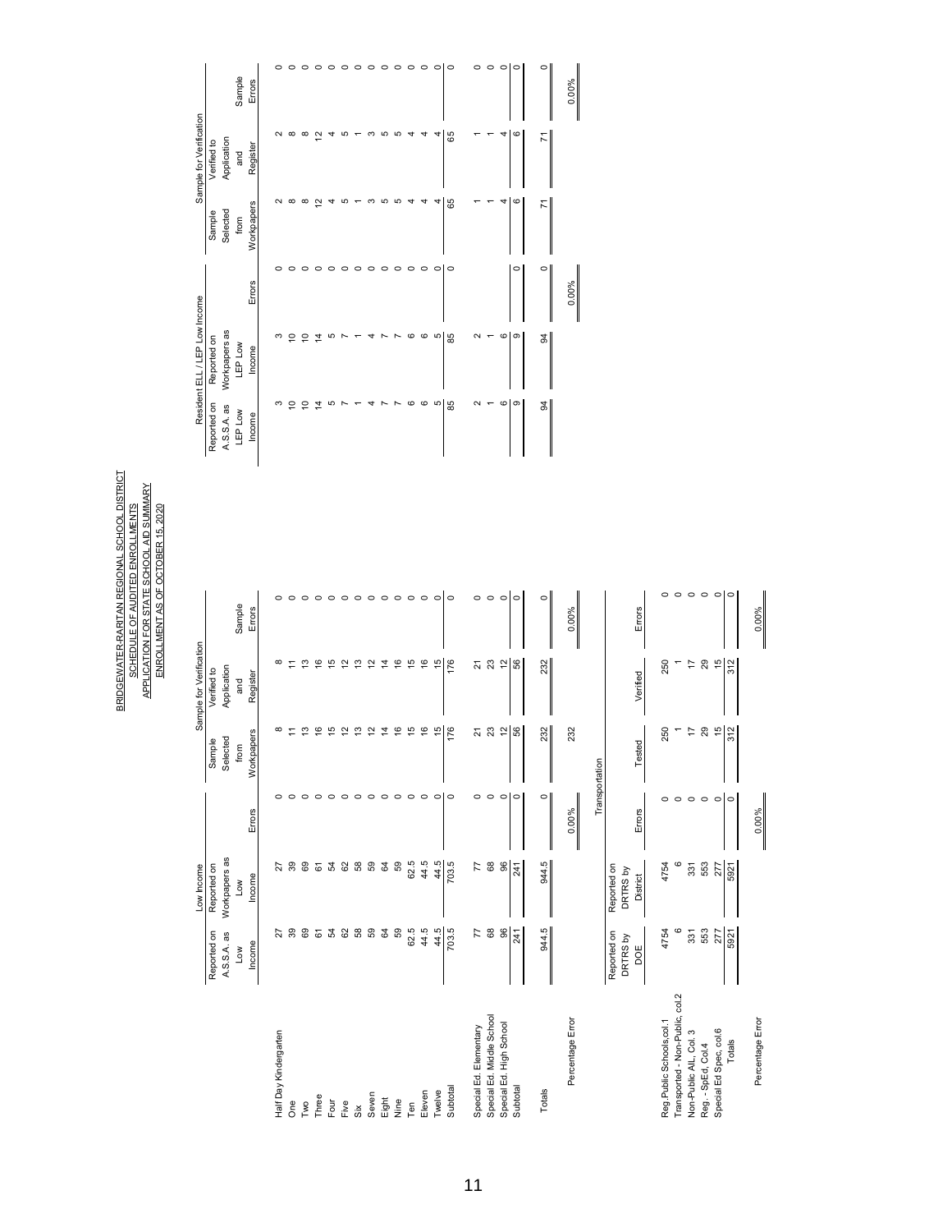# BRIDGEWATER-RARITAN REGIONAL SCHOOL DISTRICT

## SCHEDULE OF AUDITED ENROLLMENTS

## APPLICATION FOR STATE SCHOOL AID SUMMARY

## ENROLLMENT AS OF OCTOBER 15, 2020

| | Low Income | | | Sample for Verification | | | Resident ELL / LEP Low Income | | | Sample for Verification | | |
|---|---|---|---|---|---|---|---|---|---|---|---|---|
| | Reported on A.S.S.A. as Low Income | Reported on Workpapers as Low Income | Errors | Sample Selected from Workpapers | Verified to Application and Register | Sample Errors | Reported on A.S.S.A. as LEP Low Income | Reported on Workpapers as LEP Low Income | Errors | Sample Selected from Workpapers | Verified to Application and Register | Sample Errors |
| Half Day Kindergarten | 27 | 27 | 0 | 8 | 8 | 0 | 3 | 3 | 0 | 2 | 2 | 0 |
| One | 39 | 39 | 0 | 11 | 11 | 0 | 10 | 10 | 0 | 8 | 8 | 0 |
| Two | 69 | 69 | 0 | 13 | 13 | 0 | 10 | 10 | 0 | 8 | 8 | 0 |
| Three | 61 | 61 | 0 | 16 | 16 | 0 | 14 | 14 | 0 | 12 | 12 | 0 |
| Four | 54 | 54 | 0 | 15 | 15 | 0 | 5 | 5 | 0 | 4 | 4 | 0 |
| Five | 62 | 62 | 0 | 12 | 12 | 0 | 7 | 7 | 0 | 5 | 5 | 0 |
| Six | 58 | 58 | 0 | 13 | 13 | 0 | 1 | 1 | 0 | 1 | 1 | 0 |
| Seven | 59 | 59 | 0 | 12 | 12 | 0 | 4 | 4 | 0 | 3 | 3 | 0 |
| Eight | 64 | 64 | 0 | 14 | 14 | 0 | 7 | 7 | 0 | 5 | 5 | 0 |
| Nine | 59 | 59 | 0 | 16 | 16 | 0 | 7 | 7 | 0 | 5 | 5 | 0 |
| Ten | 62.5 | 62.5 | 0 | 15 | 15 | 0 | 6 | 6 | 0 | 4 | 4 | 0 |
| Eleven | 44.5 | 44.5 | 0 | 16 | 16 | 0 | 6 | 6 | 0 | 4 | 4 | 0 |
| Twelve | 44.5 | 44.5 | 0 | 15 | 15 | 0 | 5 | 5 | 0 | 4 | 4 | 0 |
| Subtotal | 703.5 | 703.5 | 0 | 176 | 176 | 0 | 85 | 85 | 0 | 65 | 65 | 0 |
| Special Ed. Elementary | 77 | 77 | 0 | 21 | 21 | 0 | 2 | 2 | | 1 | 1 | 0 |
| Special Ed. Middle School | 68 | 68 | 0 | 23 | 23 | 0 | 1 | 1 | | 1 | 1 | 0 |
| Special Ed. High School | 96 | 96 | 0 | 12 | 12 | 0 | 6 | 6 | | 4 | 4 | 0 |
| Subtotal | 241 | 241 | 0 | 56 | 56 | 0 | 9 | 9 | 0 | 6 | 6 | 0 |
| Totals | 944.5 | 944.5 | 0 | 232 | 232 | 0 | 94 | 94 | 0 | 71 | 71 | 0 |
| Percentage Error | | | 0.00% | 232 | | 0.00% | | | 0.00% | | | 0.00% |

| Transportation | Reported on DRTRS by DOE | Reported on DRTRS by District | Errors | Tested | Verified | Errors |
|---|---|---|---|---|---|---|
| Reg.Public Schools,col.1 | 4754 | 4754 | 0 | 250 | 250 | 0 |
| Transported - Non-Public, col.2 | 6 | 6 | 0 | 1 | 1 | 0 |
| Non-Public AIL, Col. 3 | 331 | 331 | 0 | 17 | 17 | 0 |
| Reg. - SpEd, Col.4 | 553 | 553 | 0 | 29 | 29 | 0 |
| Special Ed Spec, col.6 | 277 | 277 | 0 | 15 | 15 | 0 |
| Totals | 5921 | 5921 | 0 | 312 | 312 | 0 |
| Percentage Error | | | 0.00% | | | 0.00% |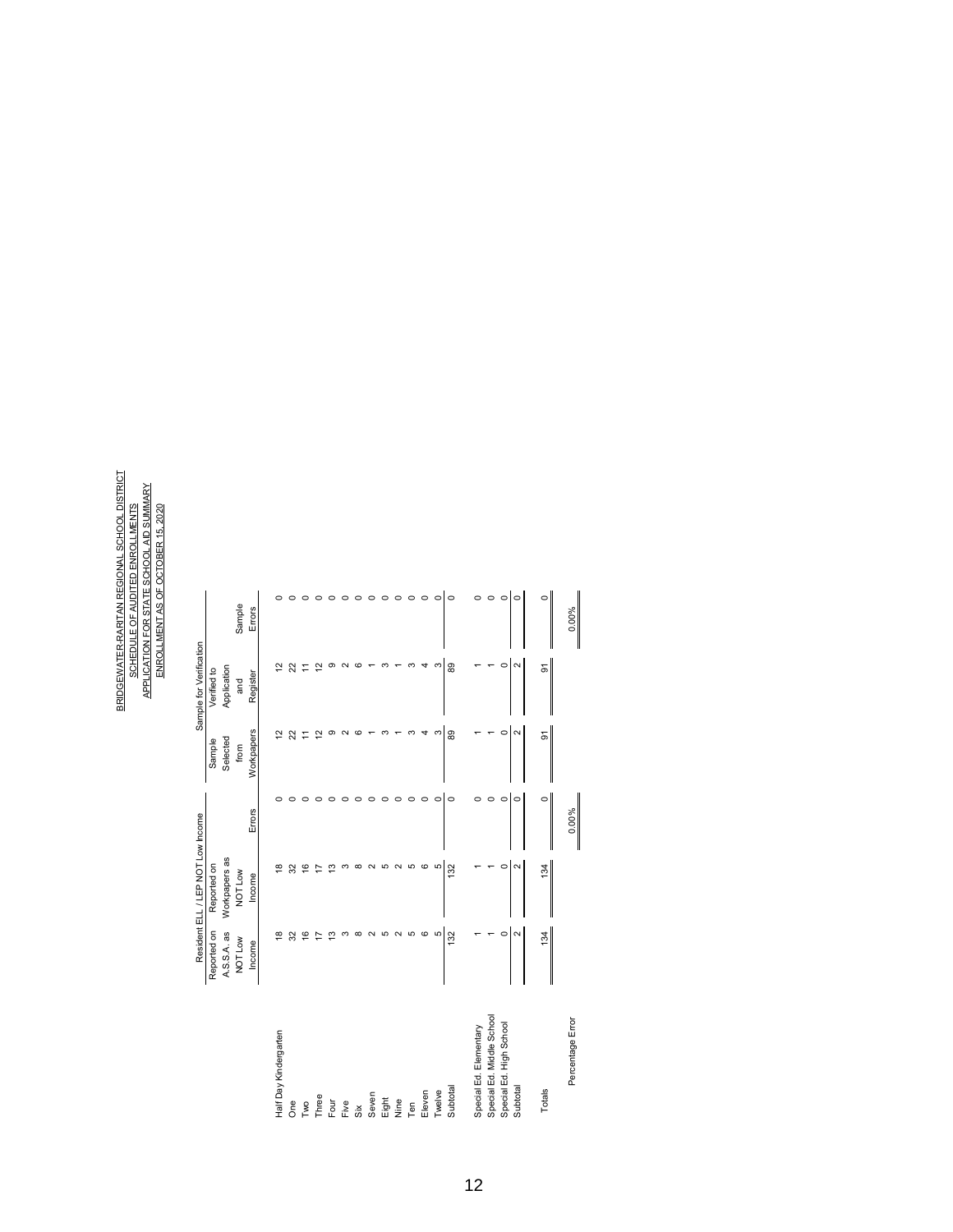# BRIDGEWATER-RARITAN REGIONAL SCHOOL DISTRICT
## SCHEDULE OF AUDITED ENROLLMENTS
## APPLICATION FOR STATE SCHOOL AID SUMMARY
## ENROLLMENT AS OF OCTOBER 15, 2020

| | Resident ELL / LEP NOT Low Income | | | Sample for Verification | | |
|---|---|---|---|---|---|---|
| | Reported on A.S.S.A. as NOT Low Income | Reported on Workpapers as NOT Low Income | Errors | Sample Selected from Workpapers | Verified to Application and Register | Sample Errors |
| Half Day Kindergarten | 18 | 18 | 0 | 12 | 12 | 0 |
| One | 32 | 32 | 0 | 22 | 22 | 0 |
| Two | 16 | 16 | 0 | 11 | 11 | 0 |
| Three | 17 | 17 | 0 | 12 | 12 | 0 |
| Four | 13 | 13 | 0 | 9 | 9 | 0 |
| Five | 3 | 3 | 0 | 2 | 2 | 0 |
| Six | 8 | 8 | 0 | 6 | 6 | 0 |
| Seven | 2 | 2 | 0 | 1 | 1 | 0 |
| Eight | 5 | 5 | 0 | 3 | 3 | 0 |
| Nine | 2 | 2 | 0 | 1 | 1 | 0 |
| Ten | 5 | 5 | 0 | 3 | 3 | 0 |
| Eleven | 6 | 6 | 0 | 4 | 4 | 0 |
| Twelve | 5 | 5 | 0 | 3 | 3 | 0 |
| Subtotal | 132 | 132 | 0 | 89 | 89 | 0 |
| Special Ed. Elementary | 1 | 1 | 0 | 1 | 1 | 0 |
| Special Ed. Middle School | 1 | 1 | 0 | 1 | 1 | 0 |
| Special Ed. High School | 0 | 0 | 0 | 0 | 0 | 0 |
| Subtotal | 2 | 2 | 0 | 2 | 2 | 0 |
| Totals | 134 | 134 | 0 | 91 | 91 | 0 |
| Percentage Error | | | 0.00% | | | 0.00% |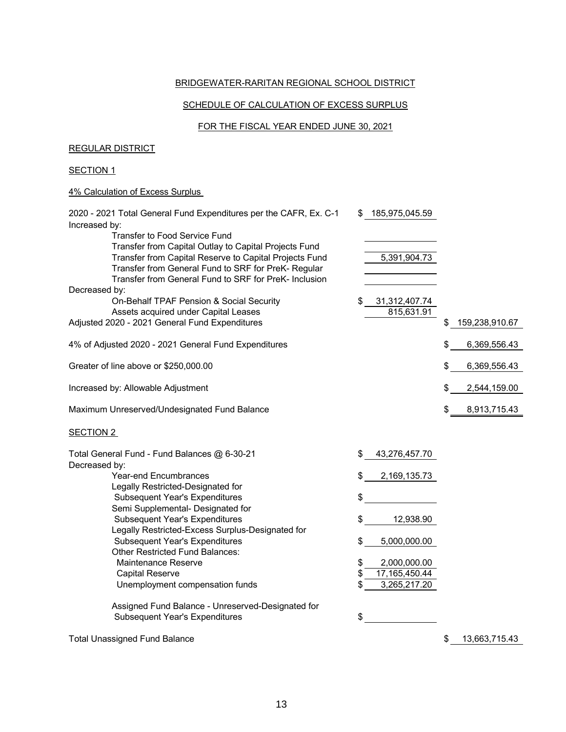BRIDGEWATER-RARITAN REGIONAL SCHOOL DISTRICT

SCHEDULE OF CALCULATION OF EXCESS SURPLUS

FOR THE FISCAL YEAR ENDED JUNE 30, 2021

REGULAR DISTRICT

SECTION 1

4% Calculation of Excess Surplus

| | | |
|---|---|---|
| 2020 - 2021 Total General Fund Expenditures per the CAFR, Ex. C-1 | $ 185,975,045.59 | |
| Increased by: | | |
| Transfer to Food Service Fund | | |
| Transfer from Capital Outlay to Capital Projects Fund | | |
| Transfer from Capital Reserve to Capital Projects Fund | 5,391,904.73 | |
| Transfer from General Fund to SRF for PreK- Regular | | |
| Transfer from General Fund to SRF for PreK- Inclusion | | |
| Decreased by: | | |
| On-Behalf TPAF Pension & Social Security | $ 31,312,407.74 | |
| Assets acquired under Capital Leases | 815,631.91 | |
| Adjusted 2020 - 2021 General Fund Expenditures | | $ 159,238,910.67 |
| 4% of Adjusted 2020 - 2021 General Fund Expenditures | | $ 6,369,556.43 |
| Greater of line above or $250,000.00 | | $ 6,369,556.43 |
| Increased by: Allowable Adjustment | | $ 2,544,159.00 |
| Maximum Unreserved/Undesignated Fund Balance | | $ 8,913,715.43 |

SECTION 2

| | | |
|---|---|---|
| Total General Fund - Fund Balances @ 6-30-21 | $ 43,276,457.70 | |
| Decreased by: | | |
| Year-end Encumbrances | $ 2,169,135.73 | |
| Legally Restricted-Designated for Subsequent Year's Expenditures | $ | |
| Semi Supplemental- Designated for Subsequent Year's Expenditures | $ 12,938.90 | |
| Legally Restricted-Excess Surplus-Designated for Subsequent Year's Expenditures | $ 5,000,000.00 | |
| Other Restricted Fund Balances: | | |
| Maintenance Reserve | $ 2,000,000.00 | |
| Capital Reserve | $ 17,165,450.44 | |
| Unemployment compensation funds | $ 3,265,217.20 | |
| Assigned Fund Balance - Unreserved-Designated for Subsequent Year's Expenditures | $ | |
| Total Unassigned Fund Balance | | $ 13,663,715.43 |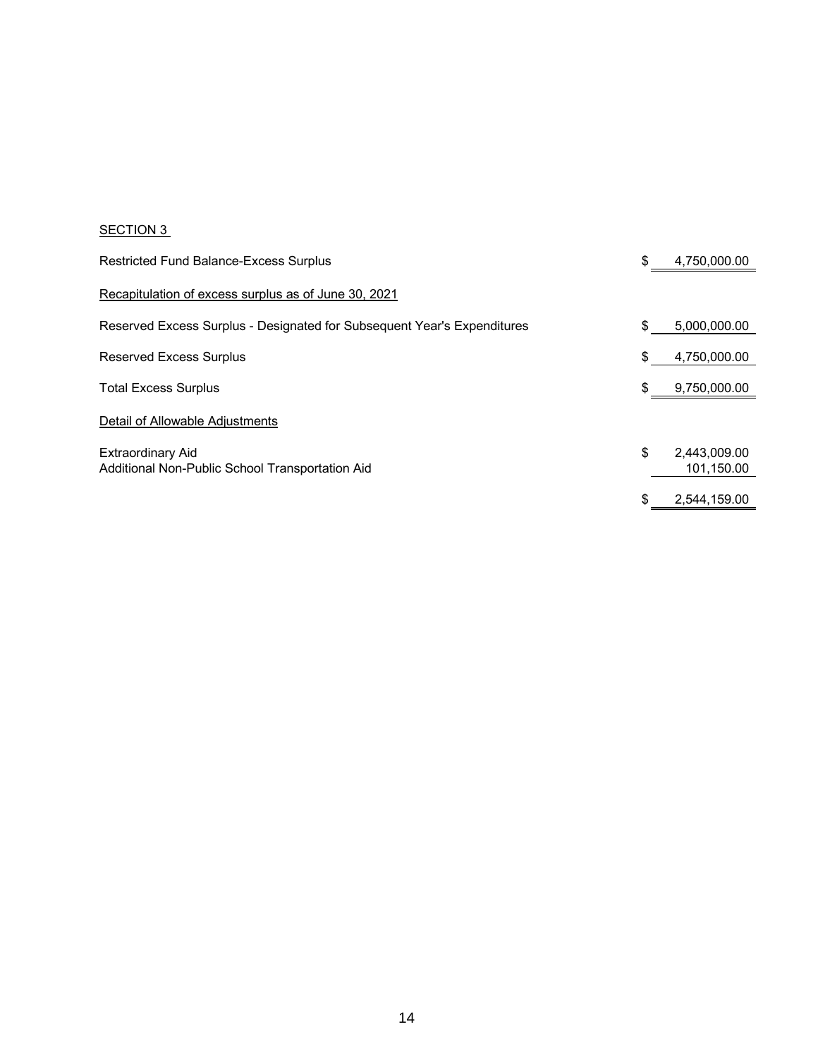SECTION 3

| | |
|---|---|
| Restricted Fund Balance-Excess Surplus | $ 4,750,000.00 |
| Recapitulation of excess surplus as of June 30, 2021 | |
| Reserved Excess Surplus - Designated for Subsequent Year's Expenditures | $ 5,000,000.00 |
| Reserved Excess Surplus | $ 4,750,000.00 |
| Total Excess Surplus | $ 9,750,000.00 |
| Detail of Allowable Adjustments | |
| Extraordinary Aid | $ 2,443,009.00 |
| Additional Non-Public School Transportation Aid | 101,150.00 |
| | $ 2,544,159.00 |